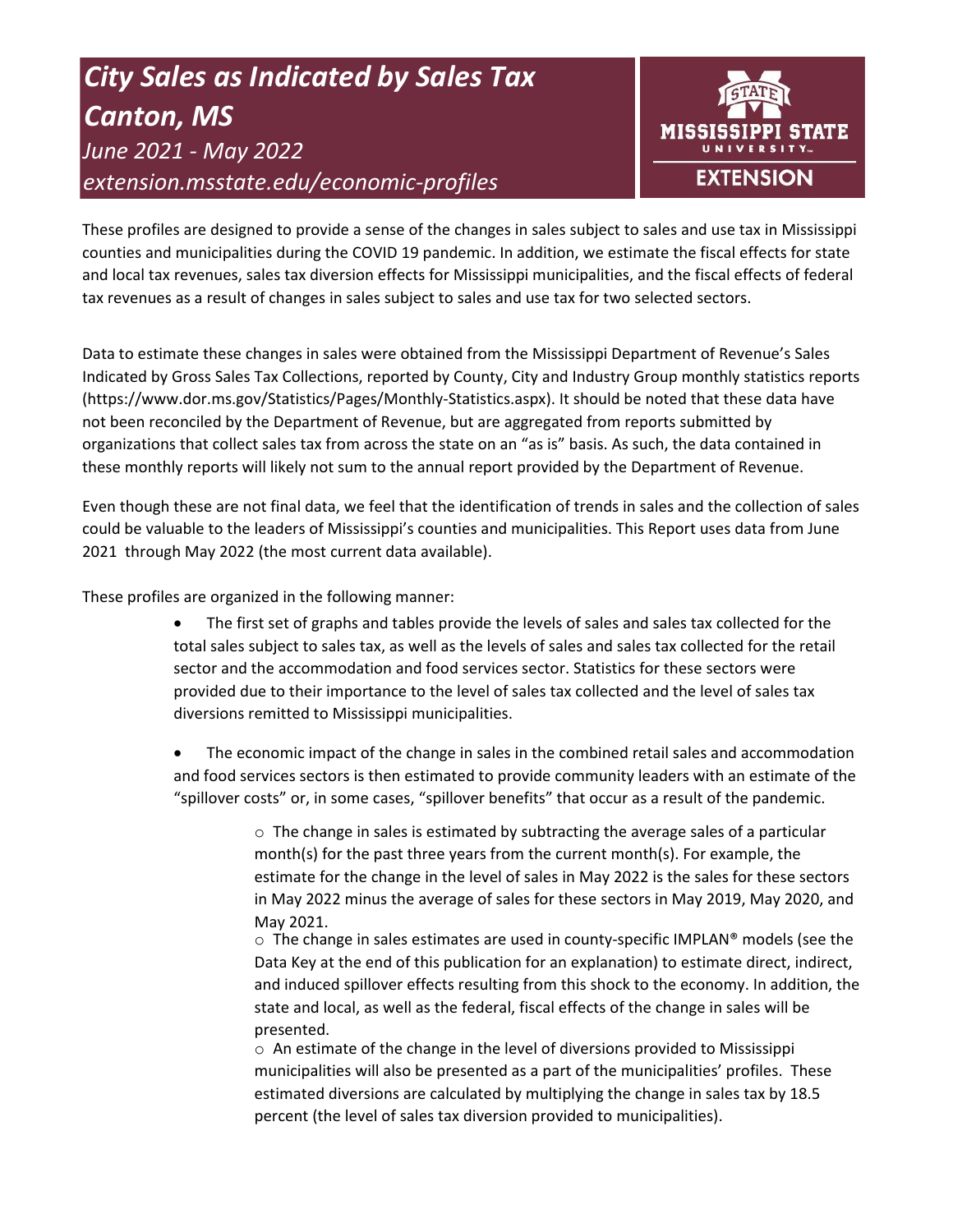# *City Sales as Indicated by Sales Tax Canton, MS*

*June 2021 - May 2022*

*extension.msstate.edu/economic-profiles*

MISSISSIPPI STATE UNIVERSITY EXTENSION

These profiles are designed to provide a sense of the changes in sales subject to sales and use tax in Mississippi counties and municipalities during the COVID 19 pandemic. In addition, we estimate the fiscal effects for state and local tax revenues, sales tax diversion effects for Mississippi municipalities, and the fiscal effects of federal tax revenues as a result of changes in sales subject to sales and use tax for two selected sectors.

Data to estimate these changes in sales were obtained from the Mississippi Department of Revenue's Sales Indicated by Gross Sales Tax Collections, reported by County, City and Industry Group monthly statistics reports (https://www.dor.ms.gov/Statistics/Pages/Monthly-Statistics.aspx). It should be noted that these data have not been reconciled by the Department of Revenue, but are aggregated from reports submitted by organizations that collect sales tax from across the state on an "as is" basis. As such, the data contained in these monthly reports will likely not sum to the annual report provided by the Department of Revenue.

Even though these are not final data, we feel that the identification of trends in sales and the collection of sales could be valuable to the leaders of Mississippi's counties and municipalities. This Report uses data from June 2021 through May 2022 (the most current data available).

These profiles are organized in the following manner:

- The first set of graphs and tables provide the levels of sales and sales tax collected for the total sales subject to sales tax, as well as the levels of sales and sales tax collected for the retail sector and the accommodation and food services sector. Statistics for these sectors were provided due to their importance to the level of sales tax collected and the level of sales tax diversions remitted to Mississippi municipalities.
- The economic impact of the change in sales in the combined retail sales and accommodation and food services sectors is then estimated to provide community leaders with an estimate of the "spillover costs" or, in some cases, "spillover benefits" that occur as a result of the pandemic.
  - The change in sales is estimated by subtracting the average sales of a particular month(s) for the past three years from the current month(s). For example, the estimate for the change in the level of sales in May 2022 is the sales for these sectors in May 2022 minus the average of sales for these sectors in May 2019, May 2020, and May 2021.
  - The change in sales estimates are used in county-specific IMPLAN® models (see the Data Key at the end of this publication for an explanation) to estimate direct, indirect, and induced spillover effects resulting from this shock to the economy. In addition, the state and local, as well as the federal, fiscal effects of the change in sales will be presented.
  - An estimate of the change in the level of diversions provided to Mississippi municipalities will also be presented as a part of the municipalities' profiles. These estimated diversions are calculated by multiplying the change in sales tax by 18.5 percent (the level of sales tax diversion provided to municipalities).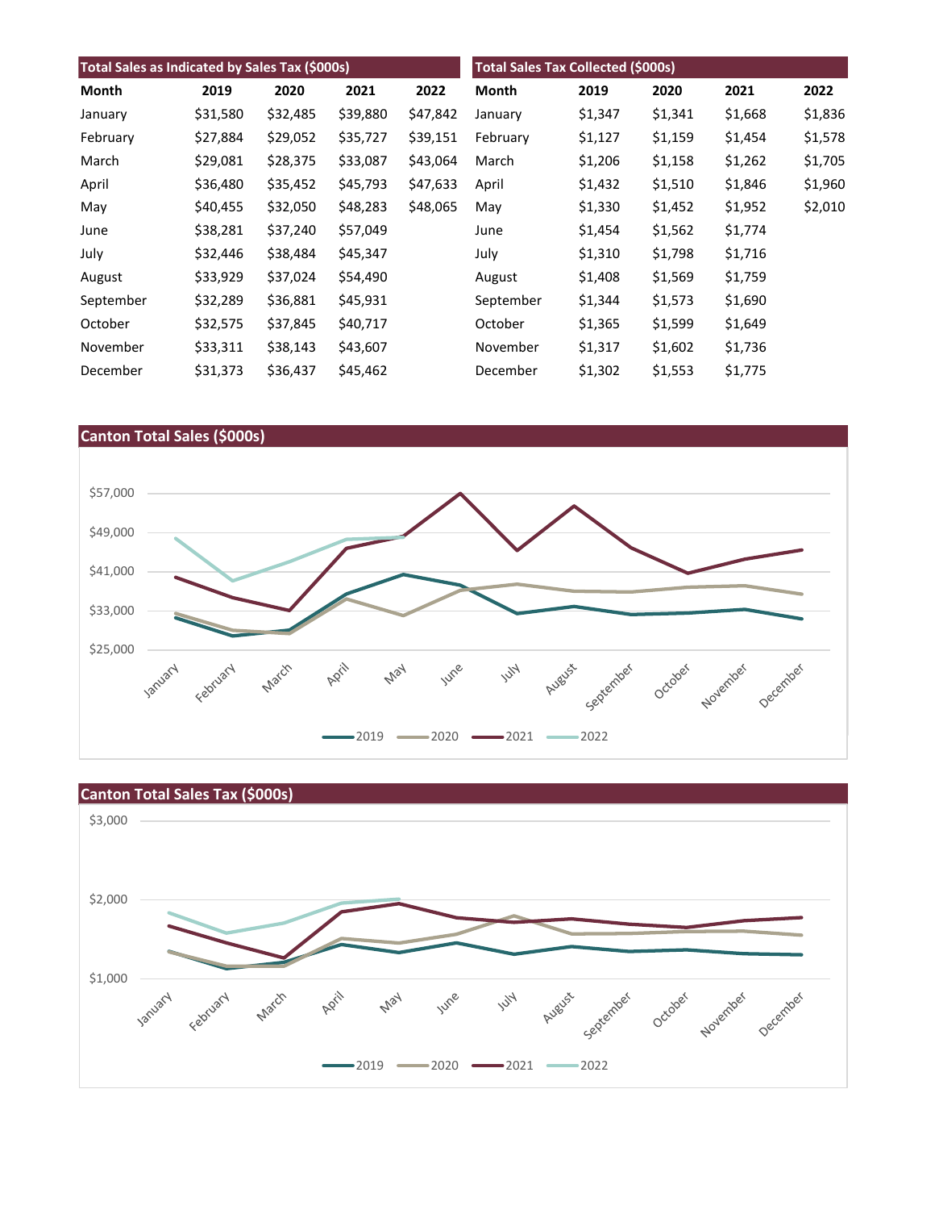| Total Sales as Indicated by Sales Tax ($000s) | | | | |
|---|---|---|---|---|
| Month | 2019 | 2020 | 2021 | 2022 |
| January | $31,580 | $32,485 | $39,880 | $47,842 |
| February | $27,884 | $29,052 | $35,727 | $39,151 |
| March | $29,081 | $28,375 | $33,087 | $43,064 |
| April | $36,480 | $35,452 | $45,793 | $47,633 |
| May | $40,455 | $32,050 | $48,283 | $48,065 |
| June | $38,281 | $37,240 | $57,049 | |
| July | $32,446 | $38,484 | $45,347 | |
| August | $33,929 | $37,024 | $54,490 | |
| September | $32,289 | $36,881 | $45,931 | |
| October | $32,575 | $37,845 | $40,717 | |
| November | $33,311 | $38,143 | $43,607 | |
| December | $31,373 | $36,437 | $45,462 | |

| Total Sales Tax Collected ($000s) | | | | |
|---|---|---|---|---|
| Month | 2019 | 2020 | 2021 | 2022 |
| January | $1,347 | $1,341 | $1,668 | $1,836 |
| February | $1,127 | $1,159 | $1,454 | $1,578 |
| March | $1,206 | $1,158 | $1,262 | $1,705 |
| April | $1,432 | $1,510 | $1,846 | $1,960 |
| May | $1,330 | $1,452 | $1,952 | $2,010 |
| June | $1,454 | $1,562 | $1,774 | |
| July | $1,310 | $1,798 | $1,716 | |
| August | $1,408 | $1,569 | $1,759 | |
| September | $1,344 | $1,573 | $1,690 | |
| October | $1,365 | $1,599 | $1,649 | |
| November | $1,317 | $1,602 | $1,736 | |
| December | $1,302 | $1,553 | $1,775 | |

## Canton Total Sales ($000s)

## Canton Total Sales Tax ($000s)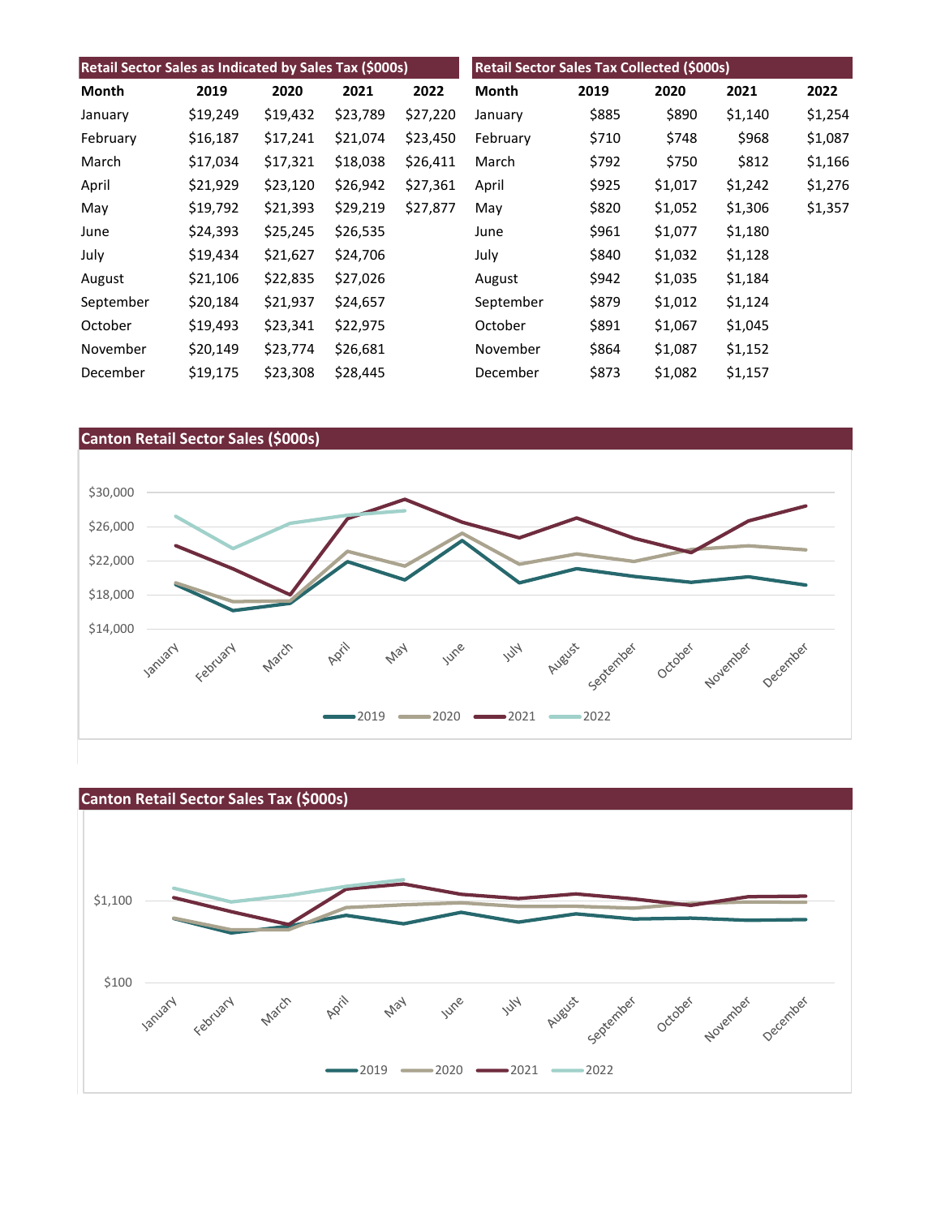## Retail Sector Sales as Indicated by Sales Tax ($000s)

| Month | 2019 | 2020 | 2021 | 2022 |
|---|---|---|---|---|
| January | $19,249 | $19,432 | $23,789 | $27,220 |
| February | $16,187 | $17,241 | $21,074 | $23,450 |
| March | $17,034 | $17,321 | $18,038 | $26,411 |
| April | $21,929 | $23,120 | $26,942 | $27,361 |
| May | $19,792 | $21,393 | $29,219 | $27,877 |
| June | $24,393 | $25,245 | $26,535 | |
| July | $19,434 | $21,627 | $24,706 | |
| August | $21,106 | $22,835 | $27,026 | |
| September | $20,184 | $21,937 | $24,657 | |
| October | $19,493 | $23,341 | $22,975 | |
| November | $20,149 | $23,774 | $26,681 | |
| December | $19,175 | $23,308 | $28,445 | |

## Retail Sector Sales Tax Collected ($000s)

| Month | 2019 | 2020 | 2021 | 2022 |
|---|---|---|---|---|
| January | $885 | $890 | $1,140 | $1,254 |
| February | $710 | $748 | $968 | $1,087 |
| March | $792 | $750 | $812 | $1,166 |
| April | $925 | $1,017 | $1,242 | $1,276 |
| May | $820 | $1,052 | $1,306 | $1,357 |
| June | $961 | $1,077 | $1,180 | |
| July | $840 | $1,032 | $1,128 | |
| August | $942 | $1,035 | $1,184 | |
| September | $879 | $1,012 | $1,124 | |
| October | $891 | $1,067 | $1,045 | |
| November | $864 | $1,087 | $1,152 | |
| December | $873 | $1,082 | $1,157 | |

## Canton Retail Sector Sales ($000s)

## Canton Retail Sector Sales Tax ($000s)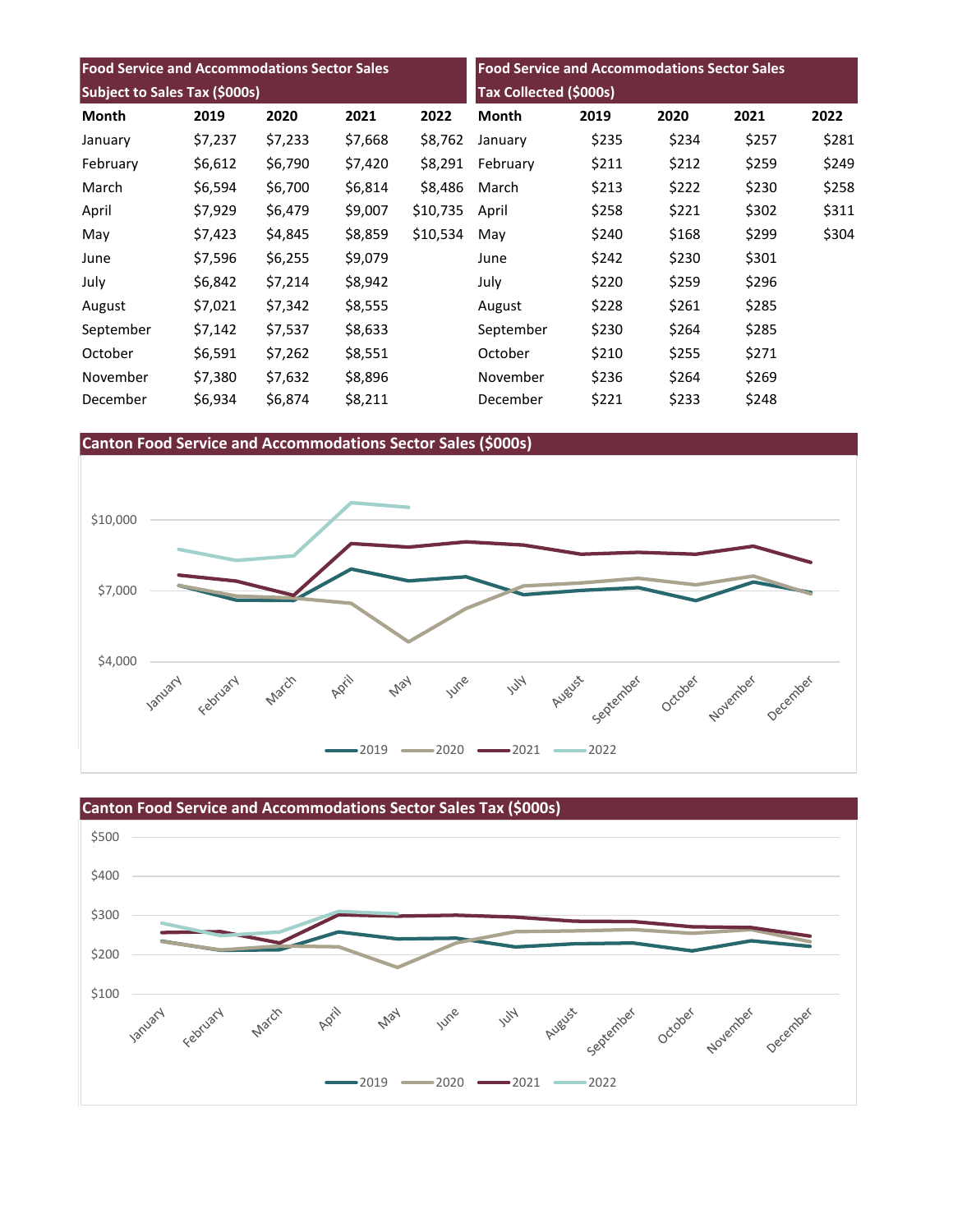| Food Service and Accommodations Sector Sales Subject to Sales Tax ($000s) | | | | |
|---|---|---|---|---|
| Month | 2019 | 2020 | 2021 | 2022 |
| January | $7,237 | $7,233 | $7,668 | $8,762 |
| February | $6,612 | $6,790 | $7,420 | $8,291 |
| March | $6,594 | $6,700 | $6,814 | $8,486 |
| April | $7,929 | $6,479 | $9,007 | $10,735 |
| May | $7,423 | $4,845 | $8,859 | $10,534 |
| June | $7,596 | $6,255 | $9,079 | |
| July | $6,842 | $7,214 | $8,942 | |
| August | $7,021 | $7,342 | $8,555 | |
| September | $7,142 | $7,537 | $8,633 | |
| October | $6,591 | $7,262 | $8,551 | |
| November | $7,380 | $7,632 | $8,896 | |
| December | $6,934 | $6,874 | $8,211 | |

| Food Service and Accommodations Sector Sales Tax Collected ($000s) | | | | |
|---|---|---|---|---|
| Month | 2019 | 2020 | 2021 | 2022 |
| January | $235 | $234 | $257 | $281 |
| February | $211 | $212 | $259 | $249 |
| March | $213 | $222 | $230 | $258 |
| April | $258 | $221 | $302 | $311 |
| May | $240 | $168 | $299 | $304 |
| June | $242 | $230 | $301 | |
| July | $220 | $259 | $296 | |
| August | $228 | $261 | $285 | |
| September | $230 | $264 | $285 | |
| October | $210 | $255 | $271 | |
| November | $236 | $264 | $269 | |
| December | $221 | $233 | $248 | |

## Canton Food Service and Accommodations Sector Sales ($000s)

## Canton Food Service and Accommodations Sector Sales Tax ($000s)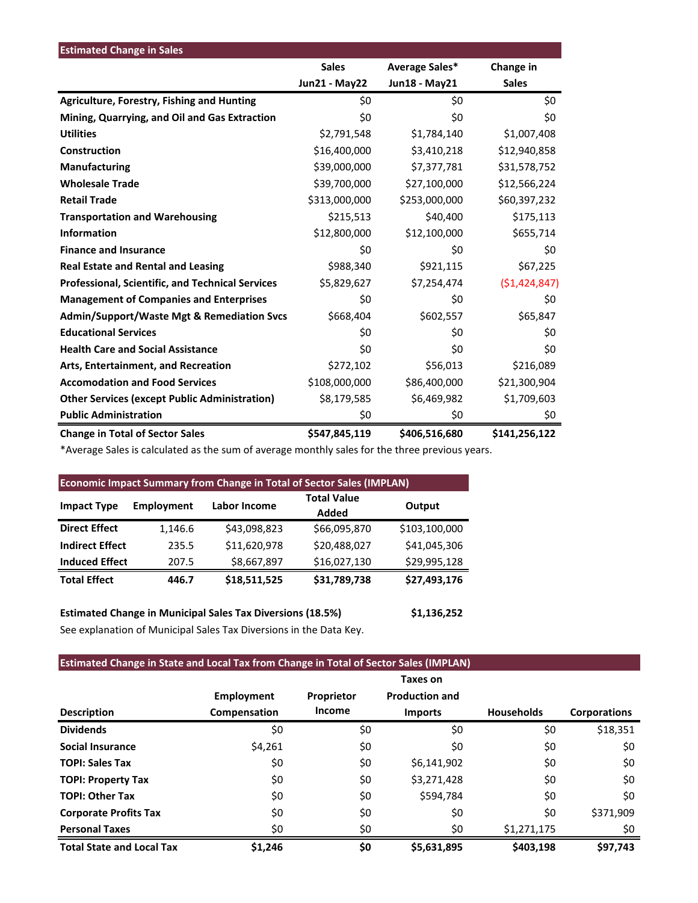## Estimated Change in Sales

| | Sales Jun21 - May22 | Average Sales* Jun18 - May21 | Change in Sales |
|---|---|---|---|
| **Agriculture, Forestry, Fishing and Hunting** | $0 | $0 | $0 |
| **Mining, Quarrying, and Oil and Gas Extraction** | $0 | $0 | $0 |
| **Utilities** | $2,791,548 | $1,784,140 | $1,007,408 |
| **Construction** | $16,400,000 | $3,410,218 | $12,940,858 |
| **Manufacturing** | $39,000,000 | $7,377,781 | $31,578,752 |
| **Wholesale Trade** | $39,700,000 | $27,100,000 | $12,566,224 |
| **Retail Trade** | $313,000,000 | $253,000,000 | $60,397,232 |
| **Transportation and Warehousing** | $215,513 | $40,400 | $175,113 |
| **Information** | $12,800,000 | $12,100,000 | $655,714 |
| **Finance and Insurance** | $0 | $0 | $0 |
| **Real Estate and Rental and Leasing** | $988,340 | $921,115 | $67,225 |
| **Professional, Scientific, and Technical Services** | $5,829,627 | $7,254,474 | ($1,424,847) |
| **Management of Companies and Enterprises** | $0 | $0 | $0 |
| **Admin/Support/Waste Mgt & Remediation Svcs** | $668,404 | $602,557 | $65,847 |
| **Educational Services** | $0 | $0 | $0 |
| **Health Care and Social Assistance** | $0 | $0 | $0 |
| **Arts, Entertainment, and Recreation** | $272,102 | $56,013 | $216,089 |
| **Accomodation and Food Services** | $108,000,000 | $86,400,000 | $21,300,904 |
| **Other Services (except Public Administration)** | $8,179,585 | $6,469,982 | $1,709,603 |
| **Public Administration** | $0 | $0 | $0 |
| **Change in Total of Sector Sales** | **$547,845,119** | **$406,516,680** | **$141,256,122** |

*Average Sales is calculated as the sum of average monthly sales for the three previous years.

## Economic Impact Summary from Change in Total of Sector Sales (IMPLAN)

| Impact Type | Employment | Labor Income | Total Value Added | Output |
|---|---|---|---|---|
| **Direct Effect** | 1,146.6 | $43,098,823 | $66,095,870 | $103,100,000 |
| **Indirect Effect** | 235.5 | $11,620,978 | $20,488,027 | $41,045,306 |
| **Induced Effect** | 207.5 | $8,667,897 | $16,027,130 | $29,995,128 |
| **Total Effect** | **446.7** | **$18,511,525** | **$31,789,738** | **$27,493,176** |

**Estimated Change in Municipal Sales Tax Diversions (18.5%)** **$1,136,252**

See explanation of Municipal Sales Tax Diversions in the Data Key.

## Estimated Change in State and Local Tax from Change in Total of Sector Sales (IMPLAN)

| Description | Employment Compensation | Proprietor Income | Taxes on Production and Imports | Households | Corporations |
|---|---|---|---|---|---|
| **Dividends** | $0 | $0 | $0 | $0 | $18,351 |
| **Social Insurance** | $4,261 | $0 | $0 | $0 | $0 |
| **TOPI: Sales Tax** | $0 | $0 | $6,141,902 | $0 | $0 |
| **TOPI: Property Tax** | $0 | $0 | $3,271,428 | $0 | $0 |
| **TOPI: Other Tax** | $0 | $0 | $594,784 | $0 | $0 |
| **Corporate Profits Tax** | $0 | $0 | $0 | $0 | $371,909 |
| **Personal Taxes** | $0 | $0 | $0 | $1,271,175 | $0 |
| **Total State and Local Tax** | **$1,246** | **$0** | **$5,631,895** | **$403,198** | **$97,743** |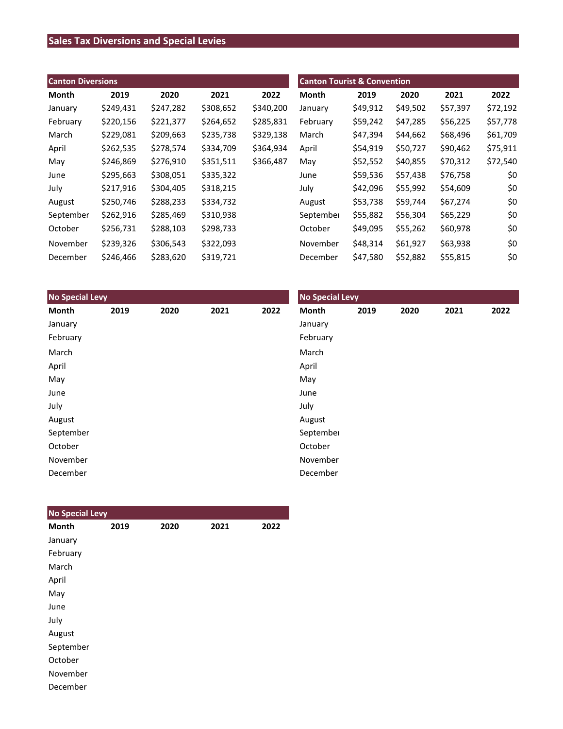# Sales Tax Diversions and Special Levies

## Canton Diversions

| Month | 2019 | 2020 | 2021 | 2022 |
|---|---|---|---|---|
| January | $249,431 | $247,282 | $308,652 | $340,200 |
| February | $220,156 | $221,377 | $264,652 | $285,831 |
| March | $229,081 | $209,663 | $235,738 | $329,138 |
| April | $262,535 | $278,574 | $334,709 | $364,934 |
| May | $246,869 | $276,910 | $351,511 | $366,487 |
| June | $295,663 | $308,051 | $335,322 | |
| July | $217,916 | $304,405 | $318,215 | |
| August | $250,746 | $288,233 | $334,732 | |
| September | $262,916 | $285,469 | $310,938 | |
| October | $256,731 | $288,103 | $298,733 | |
| November | $239,326 | $306,543 | $322,093 | |
| December | $246,466 | $283,620 | $319,721 | |

## Canton Tourist & Convention

| Month | 2019 | 2020 | 2021 | 2022 |
|---|---|---|---|---|
| January | $49,912 | $49,502 | $57,397 | $72,192 |
| February | $59,242 | $47,285 | $56,225 | $57,778 |
| March | $47,394 | $44,662 | $68,496 | $61,709 |
| April | $54,919 | $50,727 | $90,462 | $75,911 |
| May | $52,552 | $40,855 | $70,312 | $72,540 |
| June | $59,536 | $57,438 | $76,758 | $0 |
| July | $42,096 | $55,992 | $54,609 | $0 |
| August | $53,738 | $59,744 | $67,274 | $0 |
| September | $55,882 | $56,304 | $65,229 | $0 |
| October | $49,095 | $55,262 | $60,978 | $0 |
| November | $48,314 | $61,927 | $63,938 | $0 |
| December | $47,580 | $52,882 | $55,815 | $0 |

## No Special Levy

| Month | 2019 | 2020 | 2021 | 2022 |
|---|---|---|---|---|
| January | | | | |
| February | | | | |
| March | | | | |
| April | | | | |
| May | | | | |
| June | | | | |
| July | | | | |
| August | | | | |
| September | | | | |
| October | | | | |
| November | | | | |
| December | | | | |

## No Special Levy

| Month | 2019 | 2020 | 2021 | 2022 |
|---|---|---|---|---|
| January | | | | |
| February | | | | |
| March | | | | |
| April | | | | |
| May | | | | |
| June | | | | |
| July | | | | |
| August | | | | |
| September | | | | |
| October | | | | |
| November | | | | |
| December | | | | |

## No Special Levy

| Month | 2019 | 2020 | 2021 | 2022 |
|---|---|---|---|---|
| January | | | | |
| February | | | | |
| March | | | | |
| April | | | | |
| May | | | | |
| June | | | | |
| July | | | | |
| August | | | | |
| September | | | | |
| October | | | | |
| November | | | | |
| December | | | | |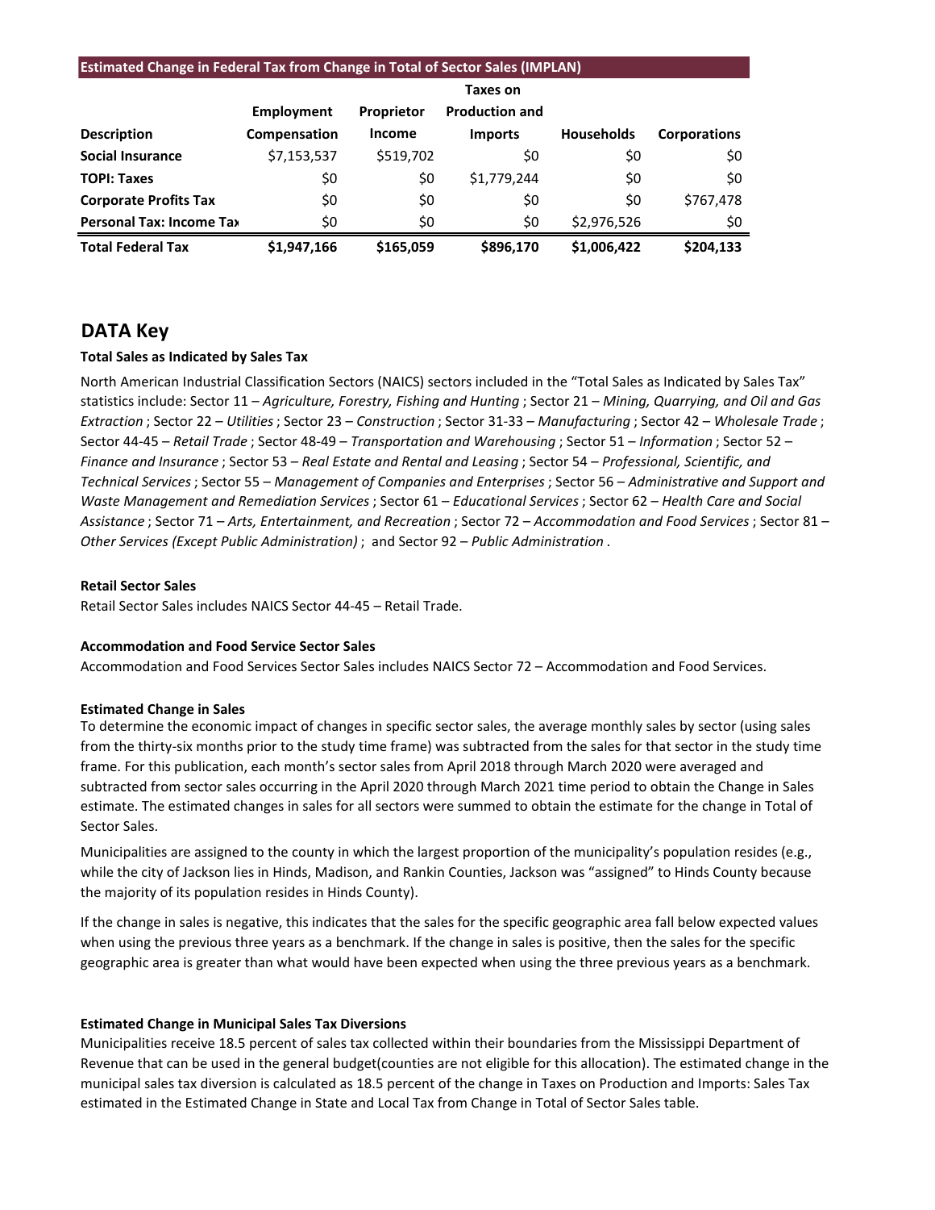| Estimated Change in Federal Tax from Change in Total of Sector Sales (IMPLAN) | | | | | |
|---|---|---|---|---|---|
| Description | Employment Compensation | Proprietor Income | Taxes on Production and Imports | Households | Corporations |
| **Social Insurance** | $7,153,537 | $519,702 | $0 | $0 | $0 |
| **TOPI: Taxes** | $0 | $0 | $1,779,244 | $0 | $0 |
| **Corporate Profits Tax** | $0 | $0 | $0 | $0 | $767,478 |
| **Personal Tax: Income Tax** | $0 | $0 | $0 | $2,976,526 | $0 |
| **Total Federal Tax** | **$1,947,166** | **$165,059** | **$896,170** | **$1,006,422** | **$204,133** |

## DATA Key

**Total Sales as Indicated by Sales Tax**

North American Industrial Classification Sectors (NAICS) sectors included in the "Total Sales as Indicated by Sales Tax" statistics include: Sector 11 – *Agriculture, Forestry, Fishing and Hunting* ; Sector 21 – *Mining, Quarrying, and Oil and Gas Extraction* ; Sector 22 – *Utilities* ; Sector 23 – *Construction* ; Sector 31-33 – *Manufacturing* ; Sector 42 – *Wholesale Trade* ; Sector 44-45 – *Retail Trade* ; Sector 48-49 – *Transportation and Warehousing* ; Sector 51 – *Information* ; Sector 52 – *Finance and Insurance* ; Sector 53 – *Real Estate and Rental and Leasing* ; Sector 54 – *Professional, Scientific, and Technical Services* ; Sector 55 – *Management of Companies and Enterprises* ; Sector 56 – *Administrative and Support and Waste Management and Remediation Services* ; Sector 61 – *Educational Services* ; Sector 62 – *Health Care and Social Assistance* ; Sector 71 – *Arts, Entertainment, and Recreation* ; Sector 72 – *Accommodation and Food Services* ; Sector 81 – *Other Services (Except Public Administration)* ; and Sector 92 – *Public Administration* .

**Retail Sector Sales**

Retail Sector Sales includes NAICS Sector 44-45 – Retail Trade.

**Accommodation and Food Service Sector Sales**

Accommodation and Food Services Sector Sales includes NAICS Sector 72 – Accommodation and Food Services.

**Estimated Change in Sales**

To determine the economic impact of changes in specific sector sales, the average monthly sales by sector (using sales from the thirty-six months prior to the study time frame) was subtracted from the sales for that sector in the study time frame. For this publication, each month's sector sales from April 2018 through March 2020 were averaged and subtracted from sector sales occurring in the April 2020 through March 2021 time period to obtain the Change in Sales estimate. The estimated changes in sales for all sectors were summed to obtain the estimate for the change in Total of Sector Sales.

Municipalities are assigned to the county in which the largest proportion of the municipality's population resides (e.g., while the city of Jackson lies in Hinds, Madison, and Rankin Counties, Jackson was "assigned" to Hinds County because the majority of its population resides in Hinds County).

If the change in sales is negative, this indicates that the sales for the specific geographic area fall below expected values when using the previous three years as a benchmark. If the change in sales is positive, then the sales for the specific geographic area is greater than what would have been expected when using the three previous years as a benchmark.

**Estimated Change in Municipal Sales Tax Diversions**

Municipalities receive 18.5 percent of sales tax collected within their boundaries from the Mississippi Department of Revenue that can be used in the general budget(counties are not eligible for this allocation). The estimated change in the municipal sales tax diversion is calculated as 18.5 percent of the change in Taxes on Production and Imports: Sales Tax estimated in the Estimated Change in State and Local Tax from Change in Total of Sector Sales table.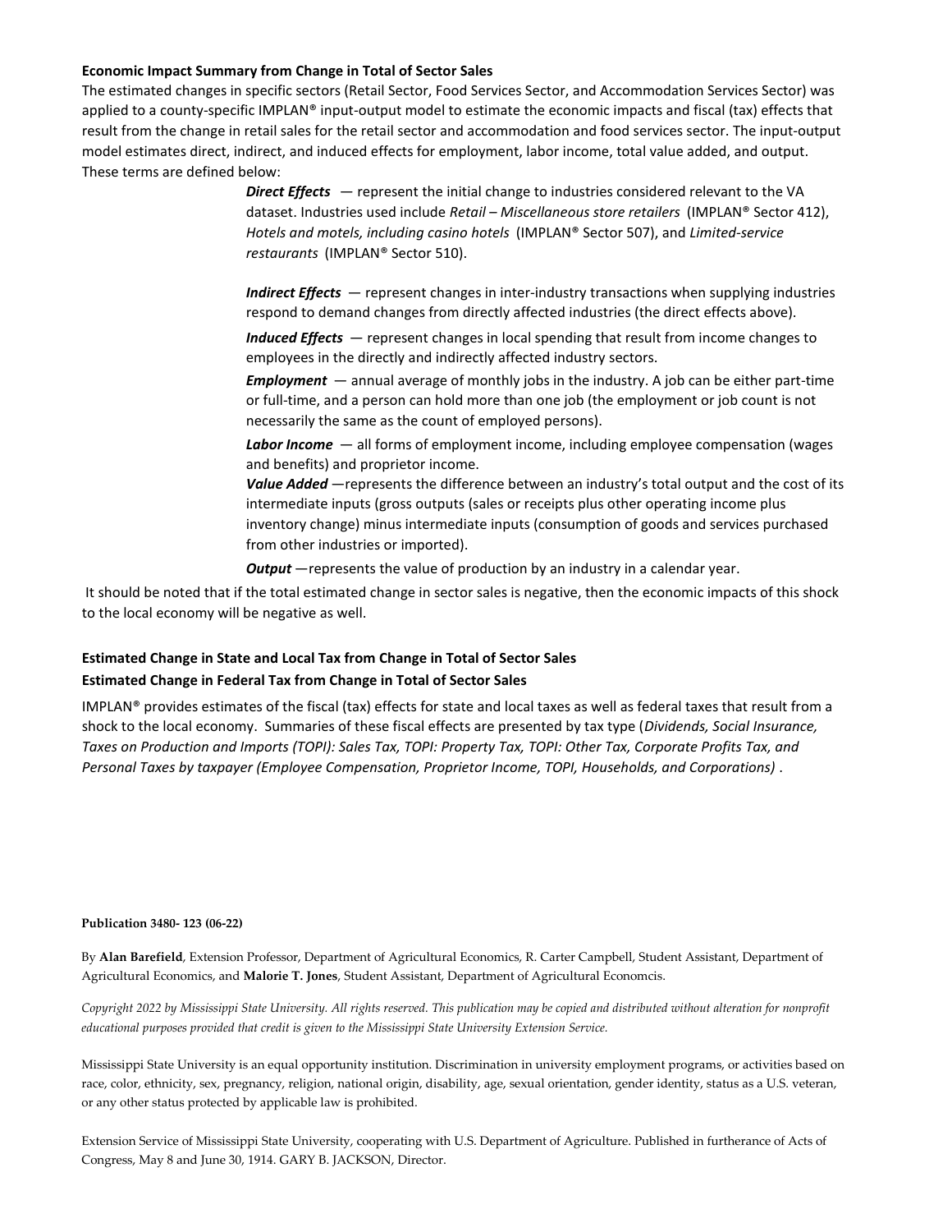**Economic Impact Summary from Change in Total of Sector Sales**

The estimated changes in specific sectors (Retail Sector, Food Services Sector, and Accommodation Services Sector) was applied to a county-specific IMPLAN® input-output model to estimate the economic impacts and fiscal (tax) effects that result from the change in retail sales for the retail sector and accommodation and food services sector. The input-output model estimates direct, indirect, and induced effects for employment, labor income, total value added, and output. These terms are defined below:

***Direct Effects*** — represent the initial change to industries considered relevant to the VA dataset. Industries used include *Retail – Miscellaneous store retailers* (IMPLAN® Sector 412), *Hotels and motels, including casino hotels* (IMPLAN® Sector 507), and *Limited-service restaurants* (IMPLAN® Sector 510).

***Indirect Effects*** — represent changes in inter-industry transactions when supplying industries respond to demand changes from directly affected industries (the direct effects above).

***Induced Effects*** — represent changes in local spending that result from income changes to employees in the directly and indirectly affected industry sectors.

***Employment*** — annual average of monthly jobs in the industry. A job can be either part-time or full-time, and a person can hold more than one job (the employment or job count is not necessarily the same as the count of employed persons).

***Labor Income*** — all forms of employment income, including employee compensation (wages and benefits) and proprietor income.

***Value Added*** —represents the difference between an industry's total output and the cost of its intermediate inputs (gross outputs (sales or receipts plus other operating income plus inventory change) minus intermediate inputs (consumption of goods and services purchased from other industries or imported).

***Output*** —represents the value of production by an industry in a calendar year.

It should be noted that if the total estimated change in sector sales is negative, then the economic impacts of this shock to the local economy will be negative as well.

**Estimated Change in State and Local Tax from Change in Total of Sector Sales**

**Estimated Change in Federal Tax from Change in Total of Sector Sales**

IMPLAN® provides estimates of the fiscal (tax) effects for state and local taxes as well as federal taxes that result from a shock to the local economy. Summaries of these fiscal effects are presented by tax type (*Dividends, Social Insurance, Taxes on Production and Imports (TOPI): Sales Tax, TOPI: Property Tax, TOPI: Other Tax, Corporate Profits Tax, and Personal Taxes by taxpayer (Employee Compensation, Proprietor Income, TOPI, Households, and Corporations)* .

**Publication 3480- 123 (06-22)**

By **Alan Barefield**, Extension Professor, Department of Agricultural Economics, R. Carter Campbell, Student Assistant, Department of Agricultural Economics, and **Malorie T. Jones**, Student Assistant, Department of Agricultural Economcis.

*Copyright 2022 by Mississippi State University. All rights reserved. This publication may be copied and distributed without alteration for nonprofit educational purposes provided that credit is given to the Mississippi State University Extension Service.*

Mississippi State University is an equal opportunity institution. Discrimination in university employment programs, or activities based on race, color, ethnicity, sex, pregnancy, religion, national origin, disability, age, sexual orientation, gender identity, status as a U.S. veteran, or any other status protected by applicable law is prohibited.

Extension Service of Mississippi State University, cooperating with U.S. Department of Agriculture. Published in furtherance of Acts of Congress, May 8 and June 30, 1914. GARY B. JACKSON, Director.